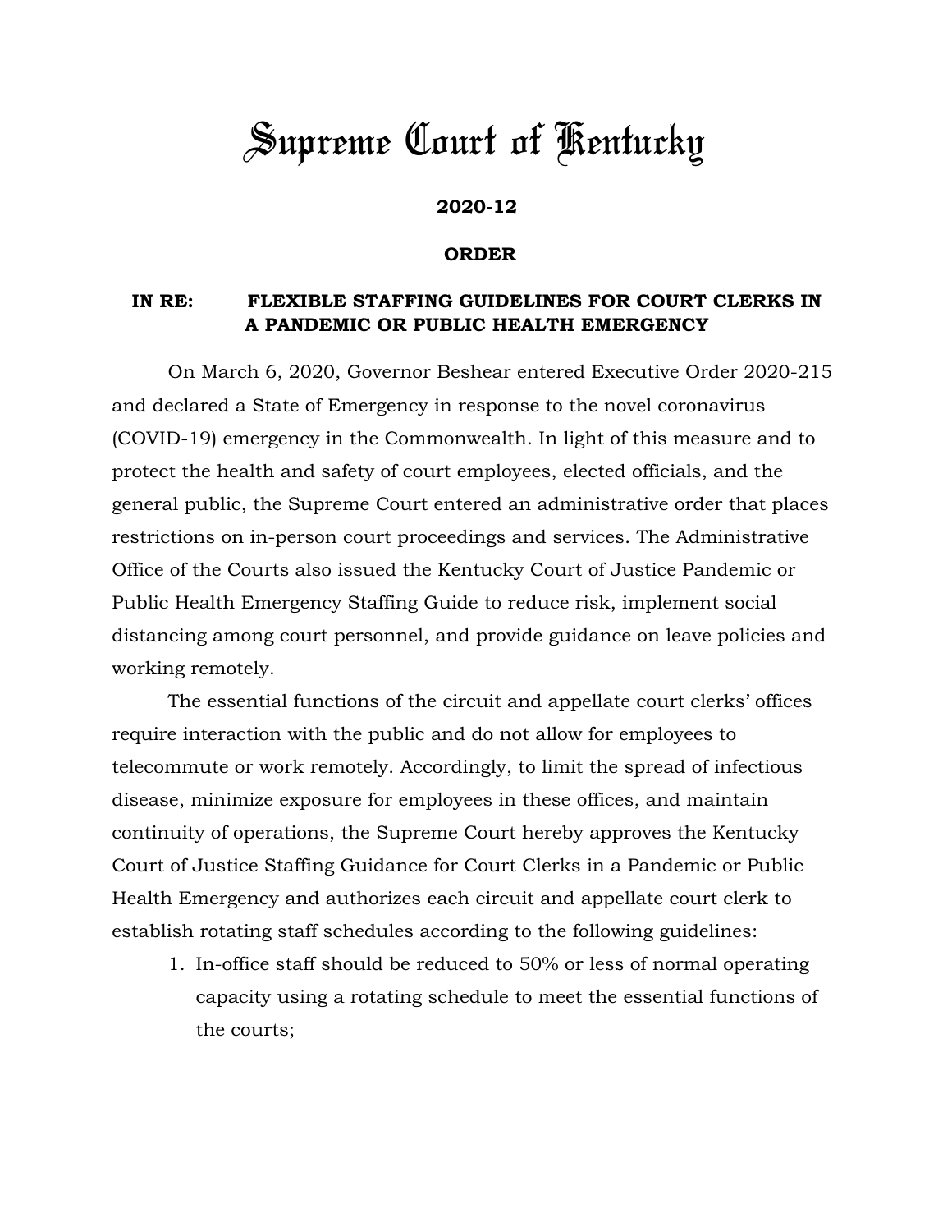# Supreme Court of Kentucky

**2020-12**

**ORDER**

**IN RE: FLEXIBLE STAFFING GUIDELINES FOR COURT CLERKS IN A PANDEMIC OR PUBLIC HEALTH EMERGENCY**

On March 6, 2020, Governor Beshear entered Executive Order 2020-215 and declared a State of Emergency in response to the novel coronavirus (COVID-19) emergency in the Commonwealth. In light of this measure and to protect the health and safety of court employees, elected officials, and the general public, the Supreme Court entered an administrative order that places restrictions on in-person court proceedings and services. The Administrative Office of the Courts also issued the Kentucky Court of Justice Pandemic or Public Health Emergency Staffing Guide to reduce risk, implement social distancing among court personnel, and provide guidance on leave policies and working remotely.

The essential functions of the circuit and appellate court clerks' offices require interaction with the public and do not allow for employees to telecommute or work remotely. Accordingly, to limit the spread of infectious disease, minimize exposure for employees in these offices, and maintain continuity of operations, the Supreme Court hereby approves the Kentucky Court of Justice Staffing Guidance for Court Clerks in a Pandemic or Public Health Emergency and authorizes each circuit and appellate court clerk to establish rotating staff schedules according to the following guidelines:

1. In-office staff should be reduced to 50% or less of normal operating capacity using a rotating schedule to meet the essential functions of the courts;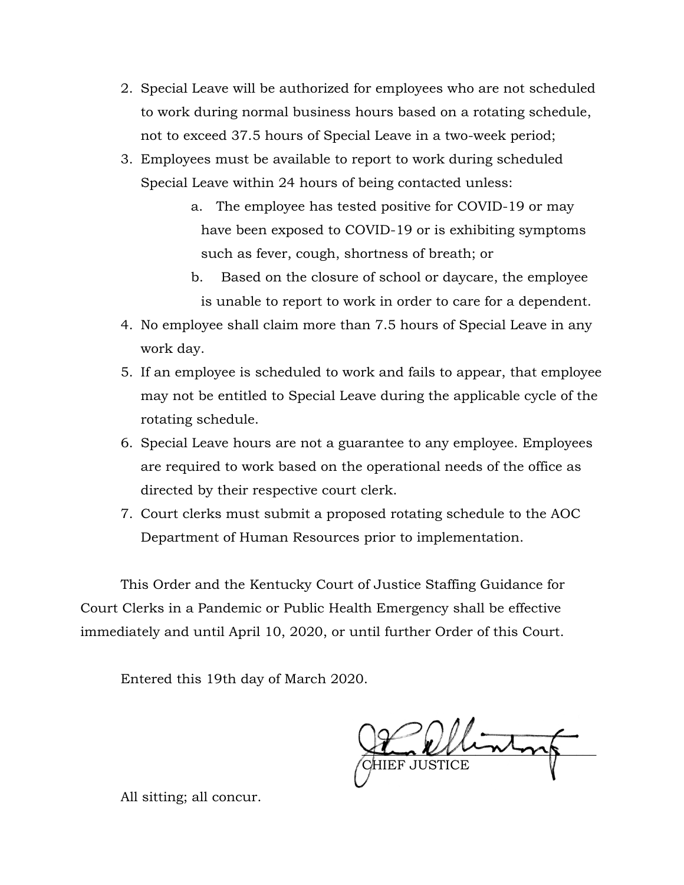2. Special Leave will be authorized for employees who are not scheduled to work during normal business hours based on a rotating schedule, not to exceed 37.5 hours of Special Leave in a two-week period;
3. Employees must be available to report to work during scheduled Special Leave within 24 hours of being contacted unless:
    a. The employee has tested positive for COVID-19 or may have been exposed to COVID-19 or is exhibiting symptoms such as fever, cough, shortness of breath; or
    b. Based on the closure of school or daycare, the employee is unable to report to work in order to care for a dependent.
4. No employee shall claim more than 7.5 hours of Special Leave in any work day.
5. If an employee is scheduled to work and fails to appear, that employee may not be entitled to Special Leave during the applicable cycle of the rotating schedule.
6. Special Leave hours are not a guarantee to any employee. Employees are required to work based on the operational needs of the office as directed by their respective court clerk.
7. Court clerks must submit a proposed rotating schedule to the AOC Department of Human Resources prior to implementation.

This Order and the Kentucky Court of Justice Staffing Guidance for Court Clerks in a Pandemic or Public Health Emergency shall be effective immediately and until April 10, 2020, or until further Order of this Court.

Entered this 19th day of March 2020.

CHIEF JUSTICE

All sitting; all concur.